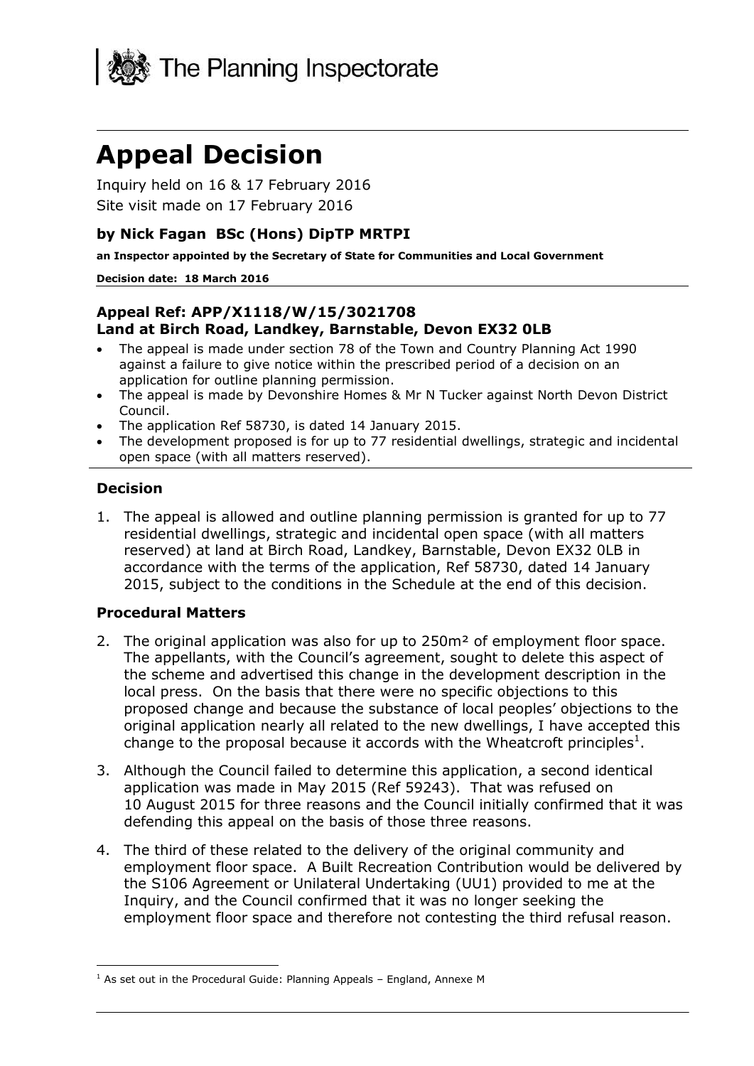The Planning Inspectorate

# Appeal Decision

Inquiry held on 16 & 17 February 2016

Site visit made on 17 February 2016

### by Nick Fagan BSc (Hons) DipTP MRTPI

**an Inspector appointed by the Secretary of State for Communities and Local Government**

**Decision date: 18 March 2016**

### Appeal Ref: APP/X1118/W/15/3021708
### Land at Birch Road, Landkey, Barnstable, Devon EX32 0LB

- The appeal is made under section 78 of the Town and Country Planning Act 1990 against a failure to give notice within the prescribed period of a decision on an application for outline planning permission.
- The appeal is made by Devonshire Homes & Mr N Tucker against North Devon District Council.
- The application Ref 58730, is dated 14 January 2015.
- The development proposed is for up to 77 residential dwellings, strategic and incidental open space (with all matters reserved).

### Decision

1. The appeal is allowed and outline planning permission is granted for up to 77 residential dwellings, strategic and incidental open space (with all matters reserved) at land at Birch Road, Landkey, Barnstable, Devon EX32 0LB in accordance with the terms of the application, Ref 58730, dated 14 January 2015, subject to the conditions in the Schedule at the end of this decision.

### Procedural Matters

2. The original application was also for up to 250m² of employment floor space. The appellants, with the Council's agreement, sought to delete this aspect of the scheme and advertised this change in the development description in the local press. On the basis that there were no specific objections to this proposed change and because the substance of local peoples' objections to the original application nearly all related to the new dwellings, I have accepted this change to the proposal because it accords with the Wheatcroft principles[1].

3. Although the Council failed to determine this application, a second identical application was made in May 2015 (Ref 59243). That was refused on 10 August 2015 for three reasons and the Council initially confirmed that it was defending this appeal on the basis of those three reasons.

4. The third of these related to the delivery of the original community and employment floor space. A Built Recreation Contribution would be delivered by the S106 Agreement or Unilateral Undertaking (UU1) provided to me at the Inquiry, and the Council confirmed that it was no longer seeking the employment floor space and therefore not contesting the third refusal reason.

[1] As set out in the Procedural Guide: Planning Appeals – England, Annexe M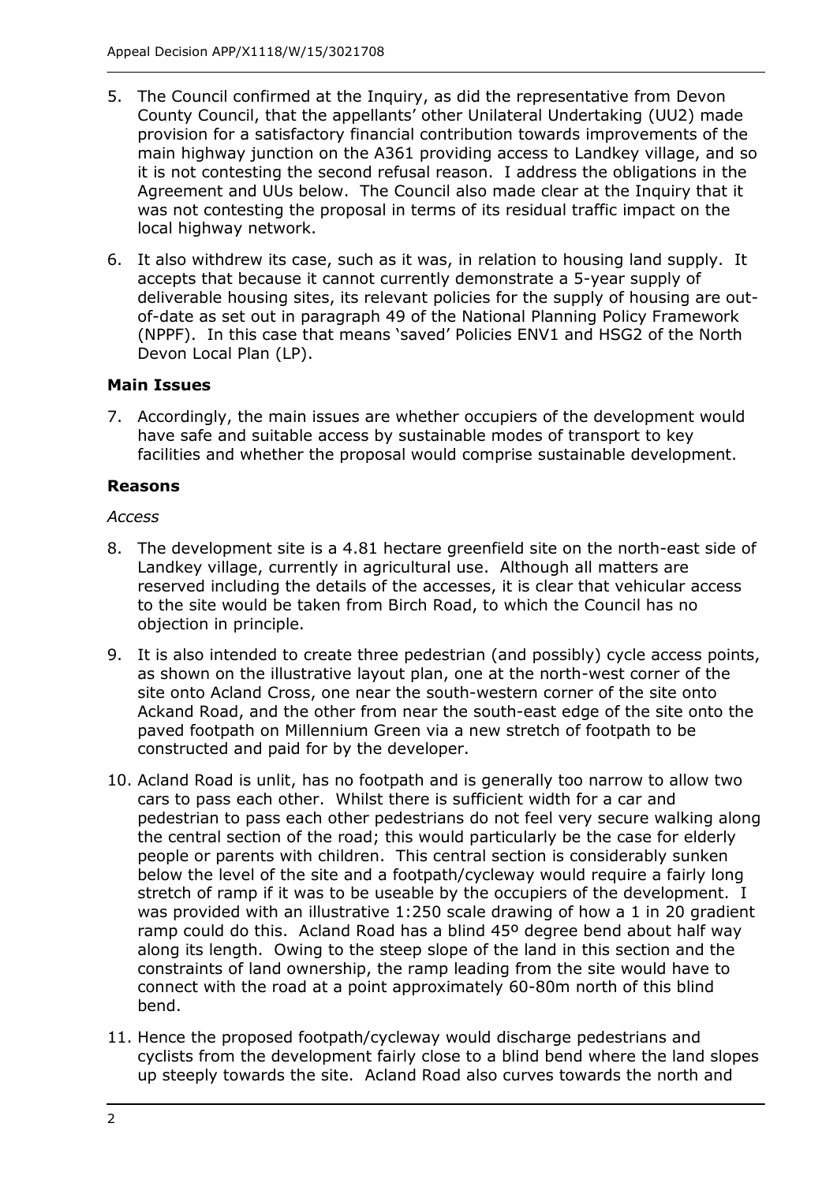5. The Council confirmed at the Inquiry, as did the representative from Devon County Council, that the appellants' other Unilateral Undertaking (UU2) made provision for a satisfactory financial contribution towards improvements of the main highway junction on the A361 providing access to Landkey village, and so it is not contesting the second refusal reason. I address the obligations in the Agreement and UUs below. The Council also made clear at the Inquiry that it was not contesting the proposal in terms of its residual traffic impact on the local highway network.

6. It also withdrew its case, such as it was, in relation to housing land supply. It accepts that because it cannot currently demonstrate a 5-year supply of deliverable housing sites, its relevant policies for the supply of housing are out-of-date as set out in paragraph 49 of the National Planning Policy Framework (NPPF). In this case that means 'saved' Policies ENV1 and HSG2 of the North Devon Local Plan (LP).

**Main Issues**

7. Accordingly, the main issues are whether occupiers of the development would have safe and suitable access by sustainable modes of transport to key facilities and whether the proposal would comprise sustainable development.

**Reasons**

*Access*

8. The development site is a 4.81 hectare greenfield site on the north-east side of Landkey village, currently in agricultural use. Although all matters are reserved including the details of the accesses, it is clear that vehicular access to the site would be taken from Birch Road, to which the Council has no objection in principle.

9. It is also intended to create three pedestrian (and possibly) cycle access points, as shown on the illustrative layout plan, one at the north-west corner of the site onto Acland Cross, one near the south-western corner of the site onto Ackand Road, and the other from near the south-east edge of the site onto the paved footpath on Millennium Green via a new stretch of footpath to be constructed and paid for by the developer.

10. Acland Road is unlit, has no footpath and is generally too narrow to allow two cars to pass each other. Whilst there is sufficient width for a car and pedestrian to pass each other pedestrians do not feel very secure walking along the central section of the road; this would particularly be the case for elderly people or parents with children. This central section is considerably sunken below the level of the site and a footpath/cycleway would require a fairly long stretch of ramp if it was to be useable by the occupiers of the development. I was provided with an illustrative 1:250 scale drawing of how a 1 in 20 gradient ramp could do this. Acland Road has a blind 45º degree bend about half way along its length. Owing to the steep slope of the land in this section and the constraints of land ownership, the ramp leading from the site would have to connect with the road at a point approximately 60-80m north of this blind bend.

11. Hence the proposed footpath/cycleway would discharge pedestrians and cyclists from the development fairly close to a blind bend where the land slopes up steeply towards the site. Acland Road also curves towards the north and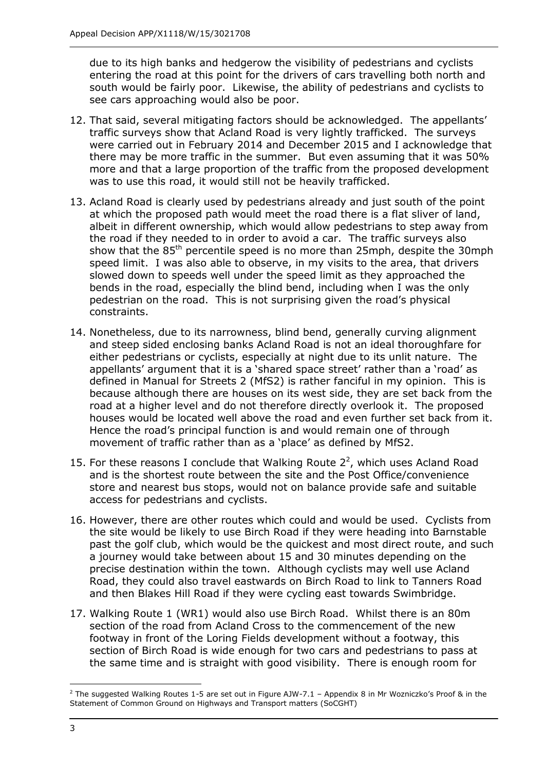due to its high banks and hedgerow the visibility of pedestrians and cyclists entering the road at this point for the drivers of cars travelling both north and south would be fairly poor. Likewise, the ability of pedestrians and cyclists to see cars approaching would also be poor.

12. That said, several mitigating factors should be acknowledged. The appellants' traffic surveys show that Acland Road is very lightly trafficked. The surveys were carried out in February 2014 and December 2015 and I acknowledge that there may be more traffic in the summer. But even assuming that it was 50% more and that a large proportion of the traffic from the proposed development was to use this road, it would still not be heavily trafficked.

13. Acland Road is clearly used by pedestrians already and just south of the point at which the proposed path would meet the road there is a flat sliver of land, albeit in different ownership, which would allow pedestrians to step away from the road if they needed to in order to avoid a car. The traffic surveys also show that the 85th percentile speed is no more than 25mph, despite the 30mph speed limit. I was also able to observe, in my visits to the area, that drivers slowed down to speeds well under the speed limit as they approached the bends in the road, especially the blind bend, including when I was the only pedestrian on the road. This is not surprising given the road's physical constraints.

14. Nonetheless, due to its narrowness, blind bend, generally curving alignment and steep sided enclosing banks Acland Road is not an ideal thoroughfare for either pedestrians or cyclists, especially at night due to its unlit nature. The appellants' argument that it is a 'shared space street' rather than a 'road' as defined in Manual for Streets 2 (MfS2) is rather fanciful in my opinion. This is because although there are houses on its west side, they are set back from the road at a higher level and do not therefore directly overlook it. The proposed houses would be located well above the road and even further set back from it. Hence the road's principal function is and would remain one of through movement of traffic rather than as a 'place' as defined by MfS2.

15. For these reasons I conclude that Walking Route 2[2], which uses Acland Road and is the shortest route between the site and the Post Office/convenience store and nearest bus stops, would not on balance provide safe and suitable access for pedestrians and cyclists.

16. However, there are other routes which could and would be used. Cyclists from the site would be likely to use Birch Road if they were heading into Barnstable past the golf club, which would be the quickest and most direct route, and such a journey would take between about 15 and 30 minutes depending on the precise destination within the town. Although cyclists may well use Acland Road, they could also travel eastwards on Birch Road to link to Tanners Road and then Blakes Hill Road if they were cycling east towards Swimbridge.

17. Walking Route 1 (WR1) would also use Birch Road. Whilst there is an 80m section of the road from Acland Cross to the commencement of the new footway in front of the Loring Fields development without a footway, this section of Birch Road is wide enough for two cars and pedestrians to pass at the same time and is straight with good visibility. There is enough room for

[2] The suggested Walking Routes 1-5 are set out in Figure AJW-7.1 – Appendix 8 in Mr Wozniczko's Proof & in the Statement of Common Ground on Highways and Transport matters (SoCGHT)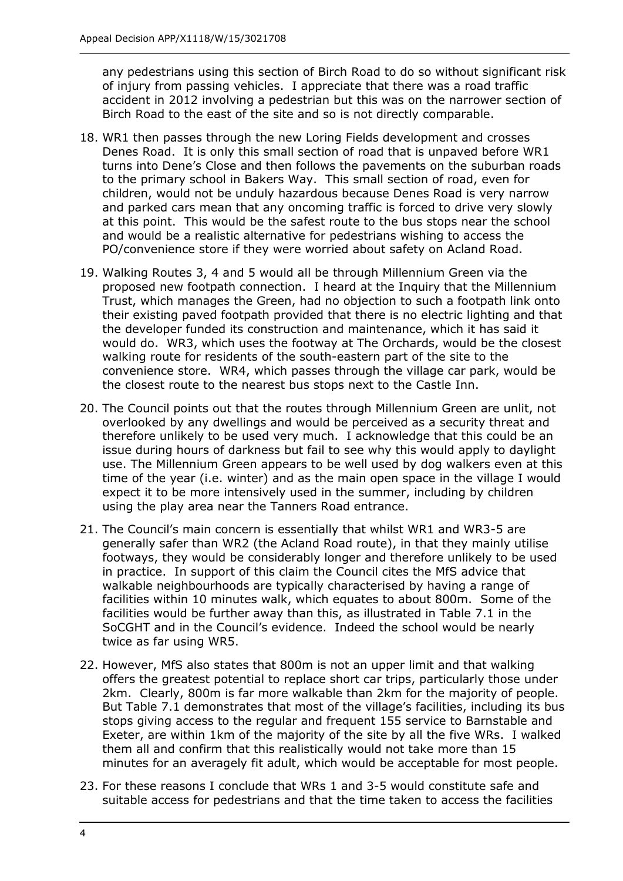any pedestrians using this section of Birch Road to do so without significant risk of injury from passing vehicles. I appreciate that there was a road traffic accident in 2012 involving a pedestrian but this was on the narrower section of Birch Road to the east of the site and so is not directly comparable.

18. WR1 then passes through the new Loring Fields development and crosses Denes Road. It is only this small section of road that is unpaved before WR1 turns into Dene's Close and then follows the pavements on the suburban roads to the primary school in Bakers Way. This small section of road, even for children, would not be unduly hazardous because Denes Road is very narrow and parked cars mean that any oncoming traffic is forced to drive very slowly at this point. This would be the safest route to the bus stops near the school and would be a realistic alternative for pedestrians wishing to access the PO/convenience store if they were worried about safety on Acland Road.

19. Walking Routes 3, 4 and 5 would all be through Millennium Green via the proposed new footpath connection. I heard at the Inquiry that the Millennium Trust, which manages the Green, had no objection to such a footpath link onto their existing paved footpath provided that there is no electric lighting and that the developer funded its construction and maintenance, which it has said it would do. WR3, which uses the footway at The Orchards, would be the closest walking route for residents of the south-eastern part of the site to the convenience store. WR4, which passes through the village car park, would be the closest route to the nearest bus stops next to the Castle Inn.

20. The Council points out that the routes through Millennium Green are unlit, not overlooked by any dwellings and would be perceived as a security threat and therefore unlikely to be used very much. I acknowledge that this could be an issue during hours of darkness but fail to see why this would apply to daylight use. The Millennium Green appears to be well used by dog walkers even at this time of the year (i.e. winter) and as the main open space in the village I would expect it to be more intensively used in the summer, including by children using the play area near the Tanners Road entrance.

21. The Council's main concern is essentially that whilst WR1 and WR3-5 are generally safer than WR2 (the Acland Road route), in that they mainly utilise footways, they would be considerably longer and therefore unlikely to be used in practice. In support of this claim the Council cites the MfS advice that walkable neighbourhoods are typically characterised by having a range of facilities within 10 minutes walk, which equates to about 800m. Some of the facilities would be further away than this, as illustrated in Table 7.1 in the SoCGHT and in the Council's evidence. Indeed the school would be nearly twice as far using WR5.

22. However, MfS also states that 800m is not an upper limit and that walking offers the greatest potential to replace short car trips, particularly those under 2km. Clearly, 800m is far more walkable than 2km for the majority of people. But Table 7.1 demonstrates that most of the village's facilities, including its bus stops giving access to the regular and frequent 155 service to Barnstable and Exeter, are within 1km of the majority of the site by all the five WRs. I walked them all and confirm that this realistically would not take more than 15 minutes for an averagely fit adult, which would be acceptable for most people.

23. For these reasons I conclude that WRs 1 and 3-5 would constitute safe and suitable access for pedestrians and that the time taken to access the facilities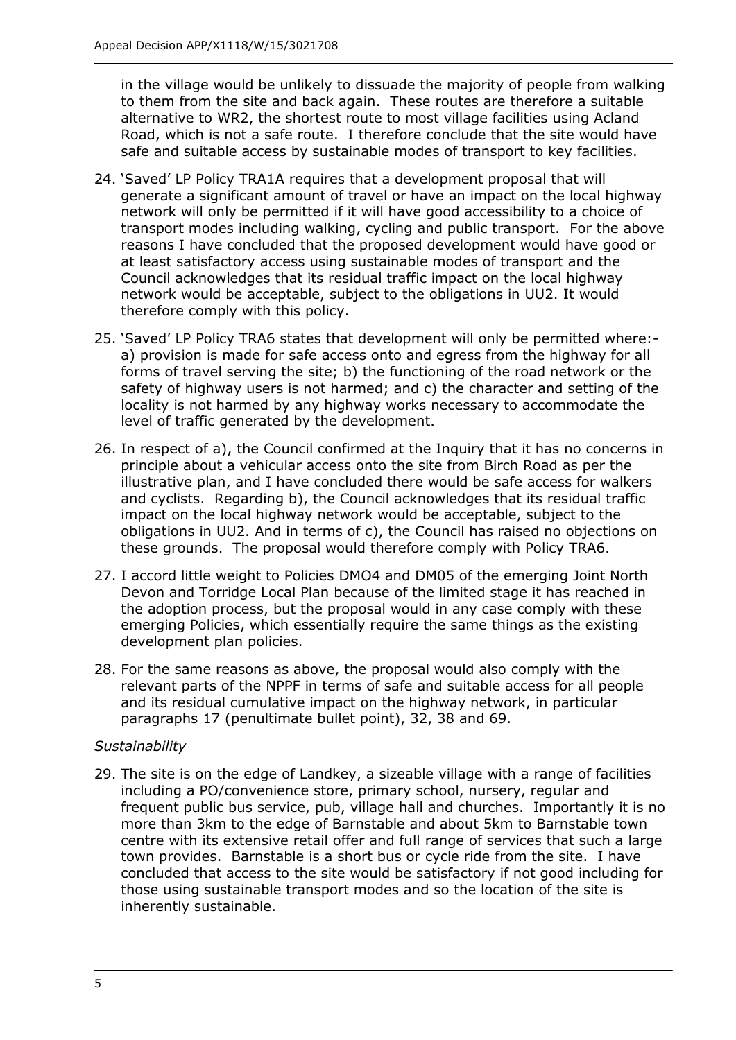in the village would be unlikely to dissuade the majority of people from walking to them from the site and back again. These routes are therefore a suitable alternative to WR2, the shortest route to most village facilities using Acland Road, which is not a safe route. I therefore conclude that the site would have safe and suitable access by sustainable modes of transport to key facilities.

24. 'Saved' LP Policy TRA1A requires that a development proposal that will generate a significant amount of travel or have an impact on the local highway network will only be permitted if it will have good accessibility to a choice of transport modes including walking, cycling and public transport. For the above reasons I have concluded that the proposed development would have good or at least satisfactory access using sustainable modes of transport and the Council acknowledges that its residual traffic impact on the local highway network would be acceptable, subject to the obligations in UU2. It would therefore comply with this policy.

25. 'Saved' LP Policy TRA6 states that development will only be permitted where:- a) provision is made for safe access onto and egress from the highway for all forms of travel serving the site; b) the functioning of the road network or the safety of highway users is not harmed; and c) the character and setting of the locality is not harmed by any highway works necessary to accommodate the level of traffic generated by the development.

26. In respect of a), the Council confirmed at the Inquiry that it has no concerns in principle about a vehicular access onto the site from Birch Road as per the illustrative plan, and I have concluded there would be safe access for walkers and cyclists. Regarding b), the Council acknowledges that its residual traffic impact on the local highway network would be acceptable, subject to the obligations in UU2. And in terms of c), the Council has raised no objections on these grounds. The proposal would therefore comply with Policy TRA6.

27. I accord little weight to Policies DMO4 and DM05 of the emerging Joint North Devon and Torridge Local Plan because of the limited stage it has reached in the adoption process, but the proposal would in any case comply with these emerging Policies, which essentially require the same things as the existing development plan policies.

28. For the same reasons as above, the proposal would also comply with the relevant parts of the NPPF in terms of safe and suitable access for all people and its residual cumulative impact on the highway network, in particular paragraphs 17 (penultimate bullet point), 32, 38 and 69.

*Sustainability*

29. The site is on the edge of Landkey, a sizeable village with a range of facilities including a PO/convenience store, primary school, nursery, regular and frequent public bus service, pub, village hall and churches. Importantly it is no more than 3km to the edge of Barnstable and about 5km to Barnstable town centre with its extensive retail offer and full range of services that such a large town provides. Barnstable is a short bus or cycle ride from the site. I have concluded that access to the site would be satisfactory if not good including for those using sustainable transport modes and so the location of the site is inherently sustainable.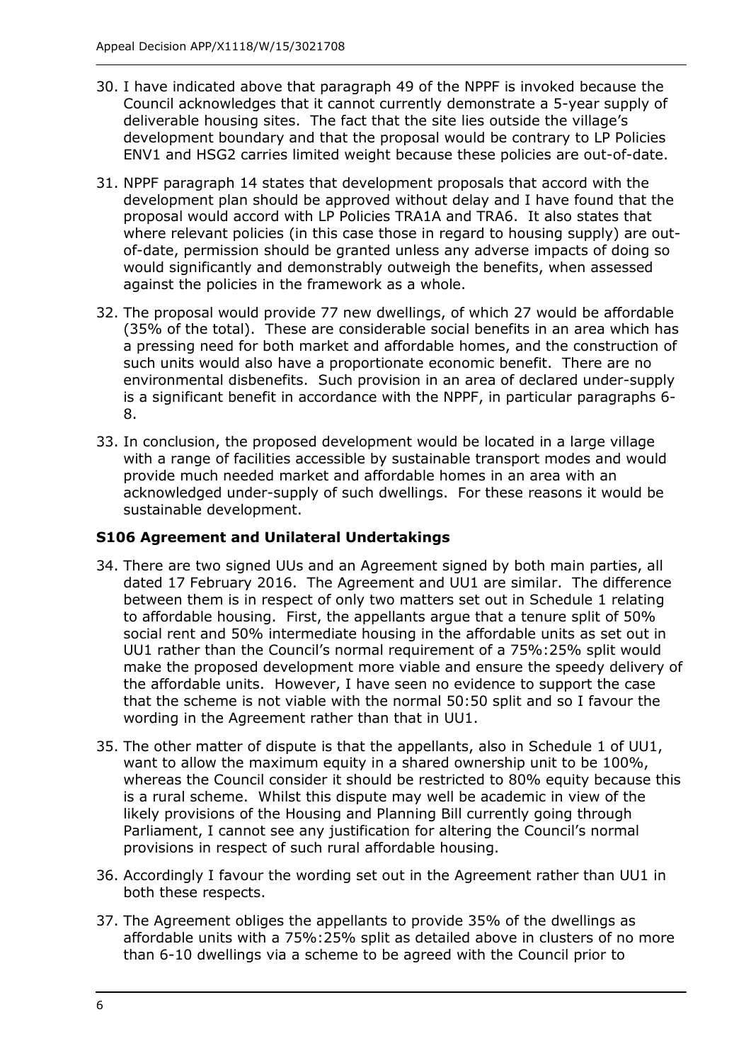30. I have indicated above that paragraph 49 of the NPPF is invoked because the Council acknowledges that it cannot currently demonstrate a 5-year supply of deliverable housing sites. The fact that the site lies outside the village's development boundary and that the proposal would be contrary to LP Policies ENV1 and HSG2 carries limited weight because these policies are out-of-date.

31. NPPF paragraph 14 states that development proposals that accord with the development plan should be approved without delay and I have found that the proposal would accord with LP Policies TRA1A and TRA6. It also states that where relevant policies (in this case those in regard to housing supply) are out-of-date, permission should be granted unless any adverse impacts of doing so would significantly and demonstrably outweigh the benefits, when assessed against the policies in the framework as a whole.

32. The proposal would provide 77 new dwellings, of which 27 would be affordable (35% of the total). These are considerable social benefits in an area which has a pressing need for both market and affordable homes, and the construction of such units would also have a proportionate economic benefit. There are no environmental disbenefits. Such provision in an area of declared under-supply is a significant benefit in accordance with the NPPF, in particular paragraphs 6-8.

33. In conclusion, the proposed development would be located in a large village with a range of facilities accessible by sustainable transport modes and would provide much needed market and affordable homes in an area with an acknowledged under-supply of such dwellings. For these reasons it would be sustainable development.

### S106 Agreement and Unilateral Undertakings

34. There are two signed UUs and an Agreement signed by both main parties, all dated 17 February 2016. The Agreement and UU1 are similar. The difference between them is in respect of only two matters set out in Schedule 1 relating to affordable housing. First, the appellants argue that a tenure split of 50% social rent and 50% intermediate housing in the affordable units as set out in UU1 rather than the Council's normal requirement of a 75%:25% split would make the proposed development more viable and ensure the speedy delivery of the affordable units. However, I have seen no evidence to support the case that the scheme is not viable with the normal 50:50 split and so I favour the wording in the Agreement rather than that in UU1.

35. The other matter of dispute is that the appellants, also in Schedule 1 of UU1, want to allow the maximum equity in a shared ownership unit to be 100%, whereas the Council consider it should be restricted to 80% equity because this is a rural scheme. Whilst this dispute may well be academic in view of the likely provisions of the Housing and Planning Bill currently going through Parliament, I cannot see any justification for altering the Council's normal provisions in respect of such rural affordable housing.

36. Accordingly I favour the wording set out in the Agreement rather than UU1 in both these respects.

37. The Agreement obliges the appellants to provide 35% of the dwellings as affordable units with a 75%:25% split as detailed above in clusters of no more than 6-10 dwellings via a scheme to be agreed with the Council prior to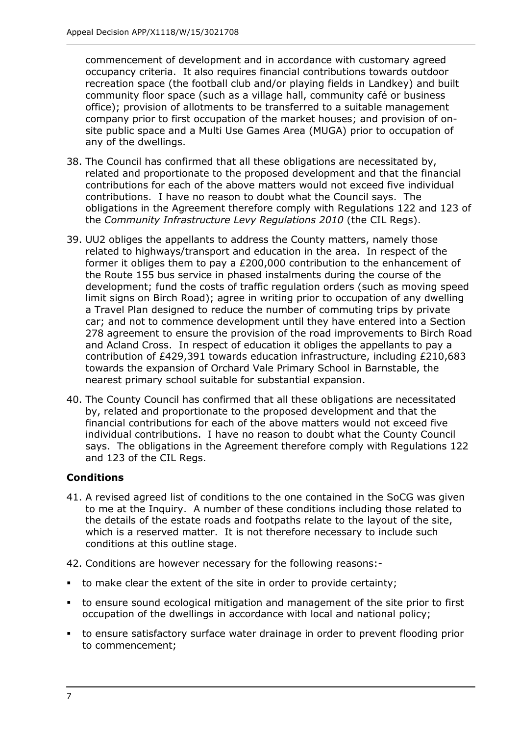commencement of development and in accordance with customary agreed occupancy criteria. It also requires financial contributions towards outdoor recreation space (the football club and/or playing fields in Landkey) and built community floor space (such as a village hall, community café or business office); provision of allotments to be transferred to a suitable management company prior to first occupation of the market houses; and provision of on-site public space and a Multi Use Games Area (MUGA) prior to occupation of any of the dwellings.

38. The Council has confirmed that all these obligations are necessitated by, related and proportionate to the proposed development and that the financial contributions for each of the above matters would not exceed five individual contributions. I have no reason to doubt what the Council says. The obligations in the Agreement therefore comply with Regulations 122 and 123 of the *Community Infrastructure Levy Regulations 2010* (the CIL Regs).

39. UU2 obliges the appellants to address the County matters, namely those related to highways/transport and education in the area. In respect of the former it obliges them to pay a £200,000 contribution to the enhancement of the Route 155 bus service in phased instalments during the course of the development; fund the costs of traffic regulation orders (such as moving speed limit signs on Birch Road); agree in writing prior to occupation of any dwelling a Travel Plan designed to reduce the number of commuting trips by private car; and not to commence development until they have entered into a Section 278 agreement to ensure the provision of the road improvements to Birch Road and Acland Cross. In respect of education it obliges the appellants to pay a contribution of £429,391 towards education infrastructure, including £210,683 towards the expansion of Orchard Vale Primary School in Barnstable, the nearest primary school suitable for substantial expansion.

40. The County Council has confirmed that all these obligations are necessitated by, related and proportionate to the proposed development and that the financial contributions for each of the above matters would not exceed five individual contributions. I have no reason to doubt what the County Council says. The obligations in the Agreement therefore comply with Regulations 122 and 123 of the CIL Regs.

## Conditions

41. A revised agreed list of conditions to the one contained in the SoCG was given to me at the Inquiry. A number of these conditions including those related to the details of the estate roads and footpaths relate to the layout of the site, which is a reserved matter. It is not therefore necessary to include such conditions at this outline stage.

42. Conditions are however necessary for the following reasons:-

- to make clear the extent of the site in order to provide certainty;
- to ensure sound ecological mitigation and management of the site prior to first occupation of the dwellings in accordance with local and national policy;
- to ensure satisfactory surface water drainage in order to prevent flooding prior to commencement;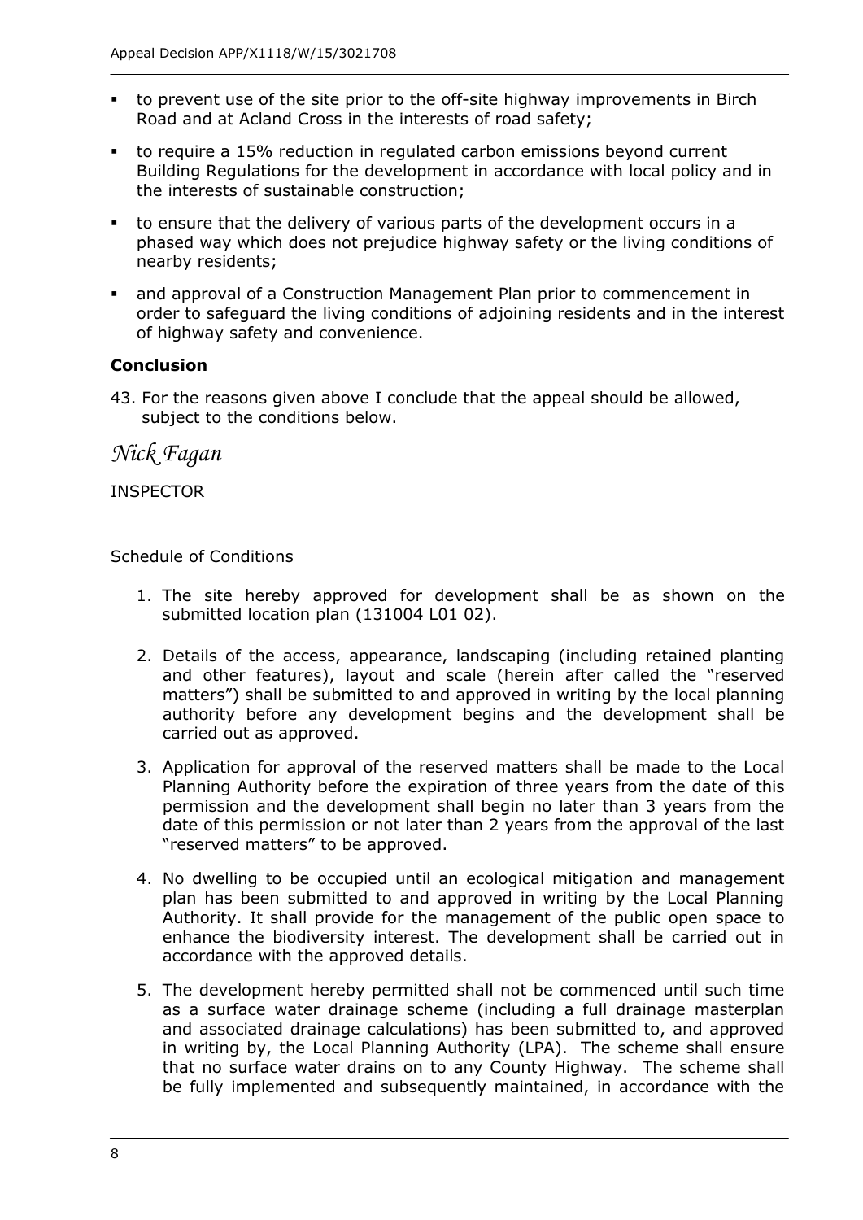- to prevent use of the site prior to the off-site highway improvements in Birch Road and at Acland Cross in the interests of road safety;
- to require a 15% reduction in regulated carbon emissions beyond current Building Regulations for the development in accordance with local policy and in the interests of sustainable construction;
- to ensure that the delivery of various parts of the development occurs in a phased way which does not prejudice highway safety or the living conditions of nearby residents;
- and approval of a Construction Management Plan prior to commencement in order to safeguard the living conditions of adjoining residents and in the interest of highway safety and convenience.

**Conclusion**

43. For the reasons given above I conclude that the appeal should be allowed, subject to the conditions below.

*Nick Fagan*

INSPECTOR

Schedule of Conditions

1. The site hereby approved for development shall be as shown on the submitted location plan (131004 L01 02).

2. Details of the access, appearance, landscaping (including retained planting and other features), layout and scale (herein after called the "reserved matters") shall be submitted to and approved in writing by the local planning authority before any development begins and the development shall be carried out as approved.

3. Application for approval of the reserved matters shall be made to the Local Planning Authority before the expiration of three years from the date of this permission and the development shall begin no later than 3 years from the date of this permission or not later than 2 years from the approval of the last "reserved matters" to be approved.

4. No dwelling to be occupied until an ecological mitigation and management plan has been submitted to and approved in writing by the Local Planning Authority. It shall provide for the management of the public open space to enhance the biodiversity interest. The development shall be carried out in accordance with the approved details.

5. The development hereby permitted shall not be commenced until such time as a surface water drainage scheme (including a full drainage masterplan and associated drainage calculations) has been submitted to, and approved in writing by, the Local Planning Authority (LPA). The scheme shall ensure that no surface water drains on to any County Highway. The scheme shall be fully implemented and subsequently maintained, in accordance with the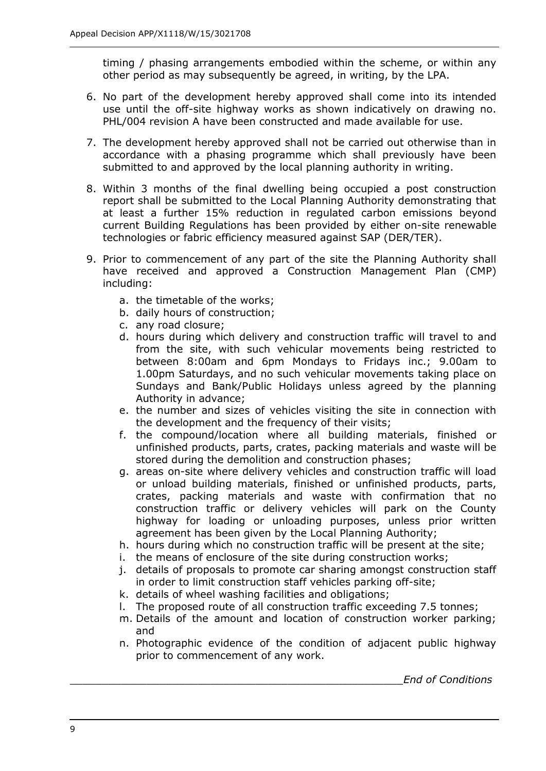timing / phasing arrangements embodied within the scheme, or within any other period as may subsequently be agreed, in writing, by the LPA.

6. No part of the development hereby approved shall come into its intended use until the off-site highway works as shown indicatively on drawing no. PHL/004 revision A have been constructed and made available for use.

7. The development hereby approved shall not be carried out otherwise than in accordance with a phasing programme which shall previously have been submitted to and approved by the local planning authority in writing.

8. Within 3 months of the final dwelling being occupied a post construction report shall be submitted to the Local Planning Authority demonstrating that at least a further 15% reduction in regulated carbon emissions beyond current Building Regulations has been provided by either on-site renewable technologies or fabric efficiency measured against SAP (DER/TER).

9. Prior to commencement of any part of the site the Planning Authority shall have received and approved a Construction Management Plan (CMP) including:

    a. the timetable of the works;
    b. daily hours of construction;
    c. any road closure;
    d. hours during which delivery and construction traffic will travel to and from the site, with such vehicular movements being restricted to between 8:00am and 6pm Mondays to Fridays inc.; 9.00am to 1.00pm Saturdays, and no such vehicular movements taking place on Sundays and Bank/Public Holidays unless agreed by the planning Authority in advance;
    e. the number and sizes of vehicles visiting the site in connection with the development and the frequency of their visits;
    f. the compound/location where all building materials, finished or unfinished products, parts, crates, packing materials and waste will be stored during the demolition and construction phases;
    g. areas on-site where delivery vehicles and construction traffic will load or unload building materials, finished or unfinished products, parts, crates, packing materials and waste with confirmation that no construction traffic or delivery vehicles will park on the County highway for loading or unloading purposes, unless prior written agreement has been given by the Local Planning Authority;
    h. hours during which no construction traffic will be present at the site;
    i. the means of enclosure of the site during construction works;
    j. details of proposals to promote car sharing amongst construction staff in order to limit construction staff vehicles parking off-site;
    k. details of wheel washing facilities and obligations;
    l. The proposed route of all construction traffic exceeding 7.5 tonnes;
    m. Details of the amount and location of construction worker parking; and
    n. Photographic evidence of the condition of adjacent public highway prior to commencement of any work.

*End of Conditions*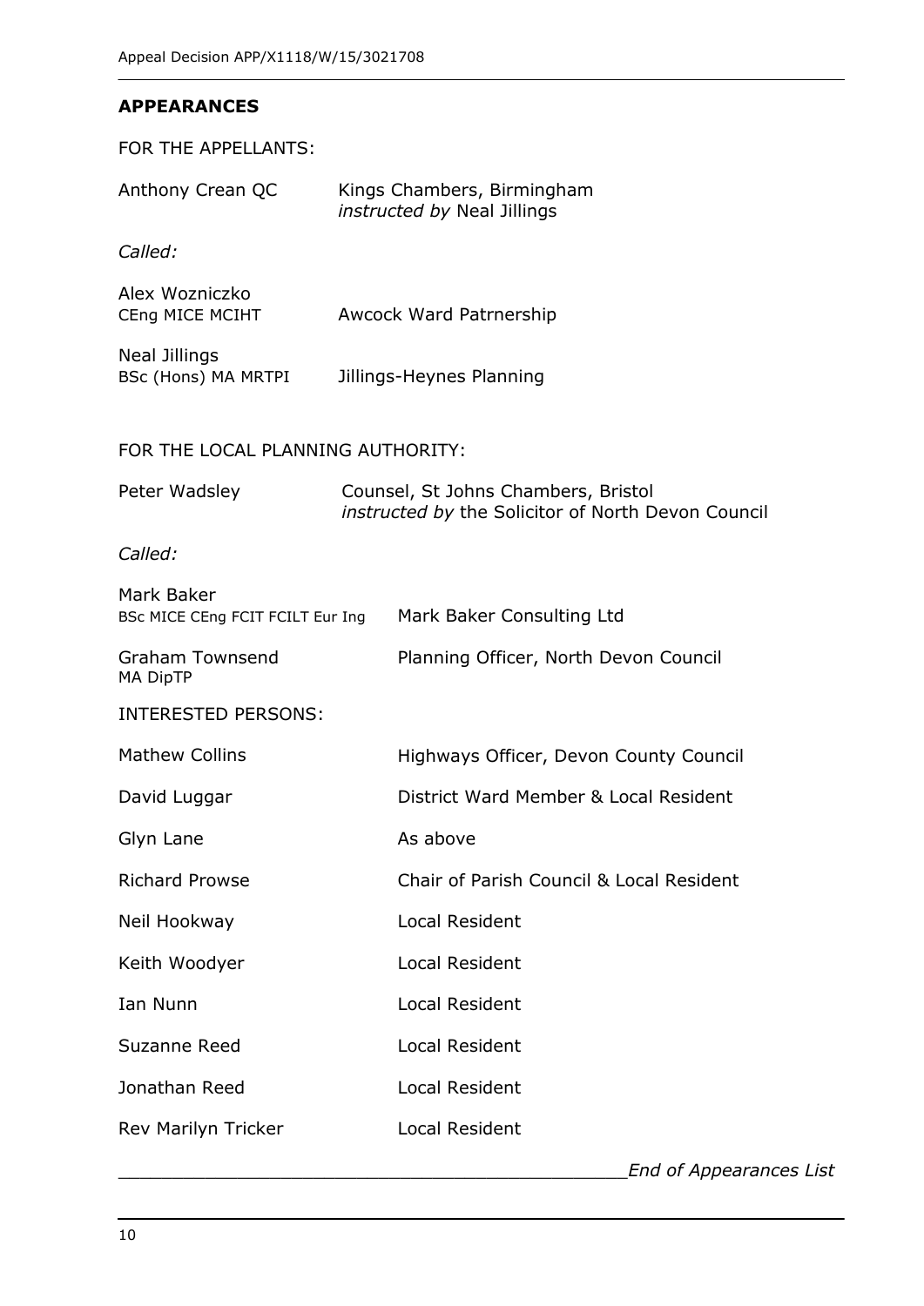## APPEARANCES

FOR THE APPELLANTS:

Anthony Crean QC — Kings Chambers, Birmingham
*instructed by* Neal Jillings

*Called:*

Alex Wozniczko
CEng MICE MCIHT — Awcock Ward Patrnership

Neal Jillings
BSc (Hons) MA MRTPI — Jillings-Heynes Planning

FOR THE LOCAL PLANNING AUTHORITY:

Peter Wadsley — Counsel, St Johns Chambers, Bristol
*instructed by* the Solicitor of North Devon Council

*Called:*

Mark Baker
BSc MICE CEng FCIT FCILT Eur Ing — Mark Baker Consulting Ltd

Graham Townsend
MA DipTP — Planning Officer, North Devon Council

INTERESTED PERSONS:

| | |
|---|---|
| Mathew Collins | Highways Officer, Devon County Council |
| David Luggar | District Ward Member & Local Resident |
| Glyn Lane | As above |
| Richard Prowse | Chair of Parish Council & Local Resident |
| Neil Hookway | Local Resident |
| Keith Woodyer | Local Resident |
| Ian Nunn | Local Resident |
| Suzanne Reed | Local Resident |
| Jonathan Reed | Local Resident |
| Rev Marilyn Tricker | Local Resident |

*End of Appearances List*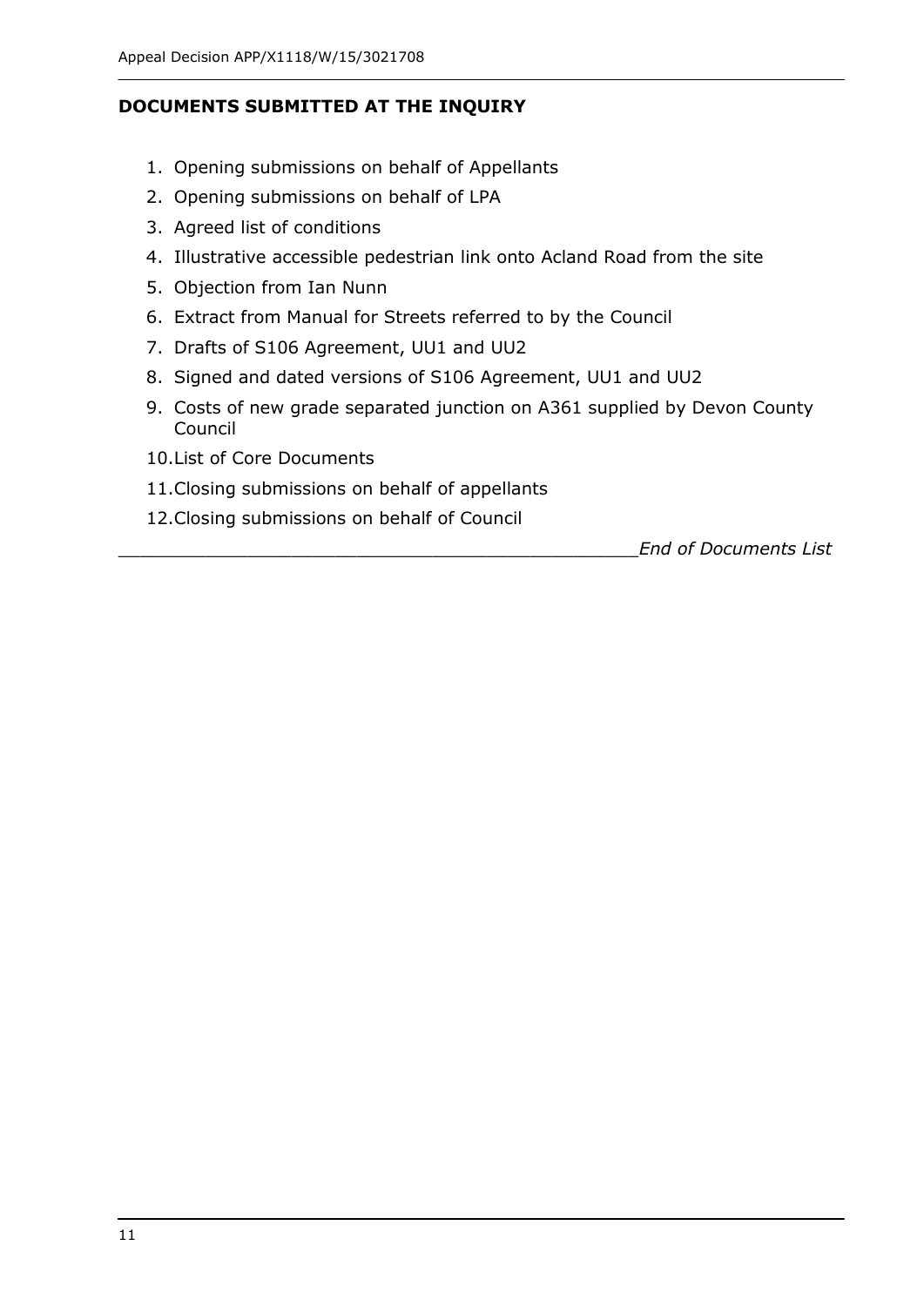## DOCUMENTS SUBMITTED AT THE INQUIRY

1. Opening submissions on behalf of Appellants
2. Opening submissions on behalf of LPA
3. Agreed list of conditions
4. Illustrative accessible pedestrian link onto Acland Road from the site
5. Objection from Ian Nunn
6. Extract from Manual for Streets referred to by the Council
7. Drafts of S106 Agreement, UU1 and UU2
8. Signed and dated versions of S106 Agreement, UU1 and UU2
9. Costs of new grade separated junction on A361 supplied by Devon County Council
10. List of Core Documents
11. Closing submissions on behalf of appellants
12. Closing submissions on behalf of Council

_______________________________________________*End of Documents List*